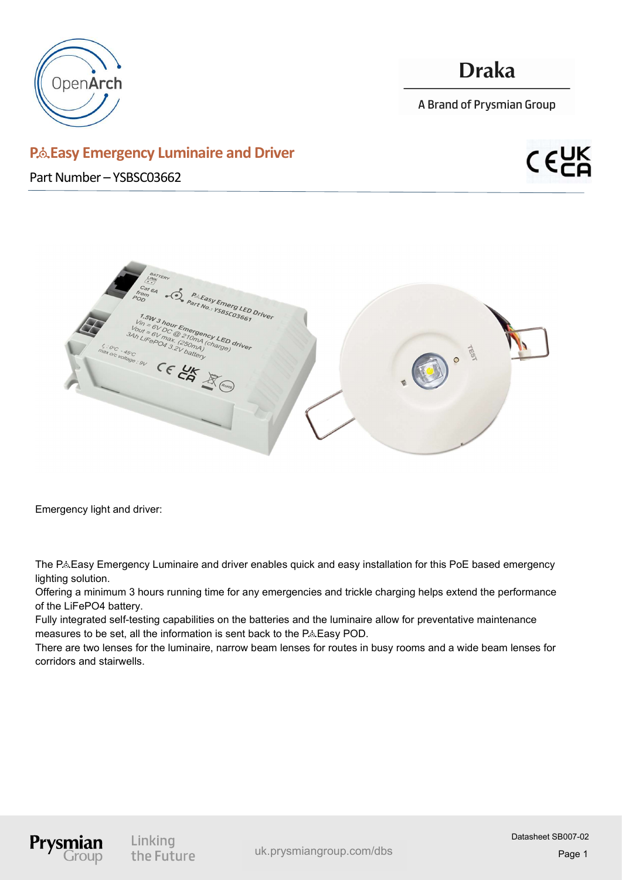Draka

A Brand of Prysmian Group

# P♁Easy Emergency Luminaire and Driver

Part Number – YSBSC03662

Emergency light and driver:

The P♁Easy Emergency Luminaire and driver enables quick and easy installation for this PoE based emergency lighting solution.
Offering a minimum 3 hours running time for any emergencies and trickle charging helps extend the performance of the LiFePO4 battery.
Fully integrated self-testing capabilities on the batteries and the luminaire allow for preventative maintenance measures to be set, all the information is sent back to the P♁Easy POD.
There are two lenses for the luminaire, narrow beam lenses for routes in busy rooms and a wide beam lenses for corridors and stairwells.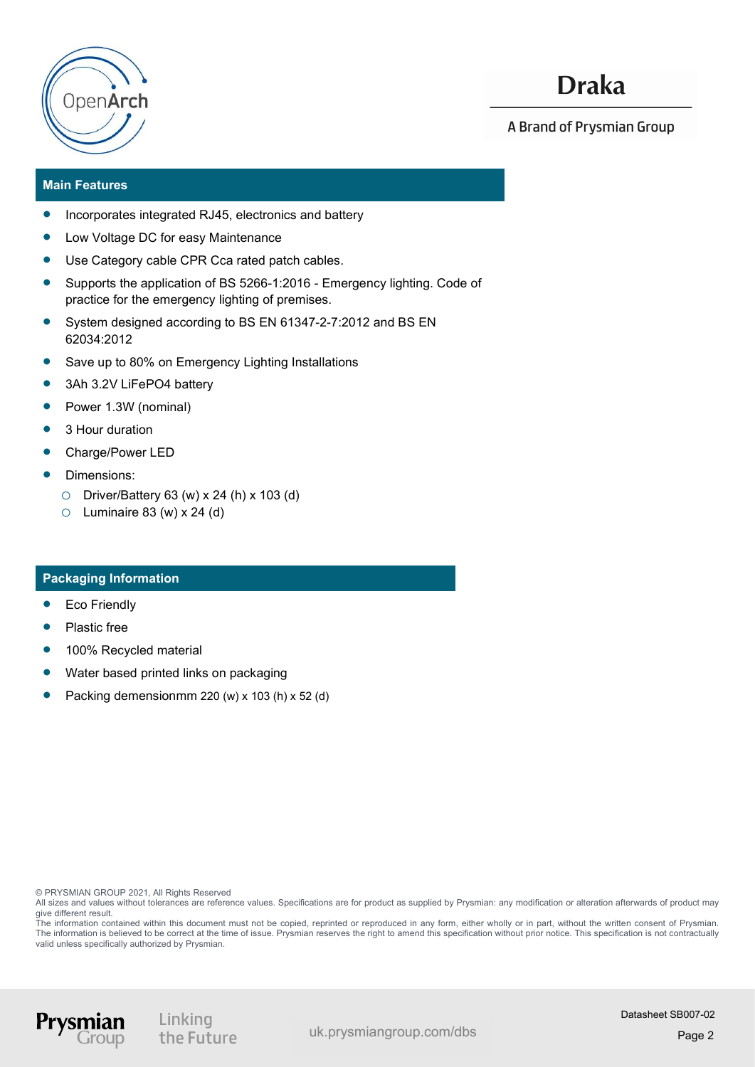OpenArch

**Draka**

A Brand of Prysmian Group

## Main Features

- Incorporates integrated RJ45, electronics and battery
- Low Voltage DC for easy Maintenance
- Use Category cable CPR Cca rated patch cables.
- Supports the application of BS 5266-1:2016 - Emergency lighting. Code of practice for the emergency lighting of premises.
- System designed according to BS EN 61347-2-7:2012 and BS EN 62034:2012
- Save up to 80% on Emergency Lighting Installations
- 3Ah 3.2V LiFePO4 battery
- Power 1.3W (nominal)
- 3 Hour duration
- Charge/Power LED
- Dimensions:
    - Driver/Battery 63 (w) x 24 (h) x 103 (d)
    - Luminaire 83 (w) x 24 (d)

## Packaging Information

- Eco Friendly
- Plastic free
- 100% Recycled material
- Water based printed links on packaging
- Packing demensionmm 220 (w) x 103 (h) x 52 (d)

© PRYSMIAN GROUP 2021, All Rights Reserved
All sizes and values without tolerances are reference values. Specifications are for product as supplied by Prysmian: any modification or alteration afterwards of product may give different result.
The information contained within this document must not be copied, reprinted or reproduced in any form, either wholly or in part, without the written consent of Prysmian. The information is believed to be correct at the time of issue. Prysmian reserves the right to amend this specification without prior notice. This specification is not contractually valid unless specifically authorized by Prysmian.

Prysmian Group — Linking the Future — uk.prysmiangroup.com/dbs

Datasheet SB007-02